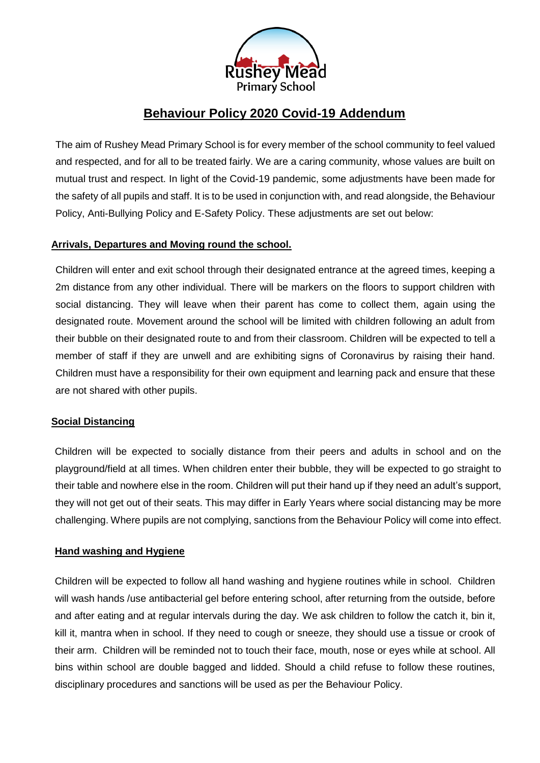# Behaviour Policy 2020 Covid-19 Addendum

The aim of Rushey Mead Primary School is for every member of the school community to feel valued and respected, and for all to be treated fairly. We are a caring community, whose values are built on mutual trust and respect. In light of the Covid-19 pandemic, some adjustments have been made for the safety of all pupils and staff. It is to be used in conjunction with, and read alongside, the Behaviour Policy, Anti-Bullying Policy and E-Safety Policy. These adjustments are set out below:

## Arrivals, Departures and Moving round the school.

Children will enter and exit school through their designated entrance at the agreed times, keeping a 2m distance from any other individual. There will be markers on the floors to support children with social distancing. They will leave when their parent has come to collect them, again using the designated route. Movement around the school will be limited with children following an adult from their bubble on their designated route to and from their classroom. Children will be expected to tell a member of staff if they are unwell and are exhibiting signs of Coronavirus by raising their hand. Children must have a responsibility for their own equipment and learning pack and ensure that these are not shared with other pupils.

## Social Distancing

Children will be expected to socially distance from their peers and adults in school and on the playground/field at all times. When children enter their bubble, they will be expected to go straight to their table and nowhere else in the room. Children will put their hand up if they need an adult's support, they will not get out of their seats. This may differ in Early Years where social distancing may be more challenging. Where pupils are not complying, sanctions from the Behaviour Policy will come into effect.

## Hand washing and Hygiene

Children will be expected to follow all hand washing and hygiene routines while in school. Children will wash hands /use antibacterial gel before entering school, after returning from the outside, before and after eating and at regular intervals during the day. We ask children to follow the catch it, bin it, kill it, mantra when in school. If they need to cough or sneeze, they should use a tissue or crook of their arm. Children will be reminded not to touch their face, mouth, nose or eyes while at school. All bins within school are double bagged and lidded. Should a child refuse to follow these routines, disciplinary procedures and sanctions will be used as per the Behaviour Policy.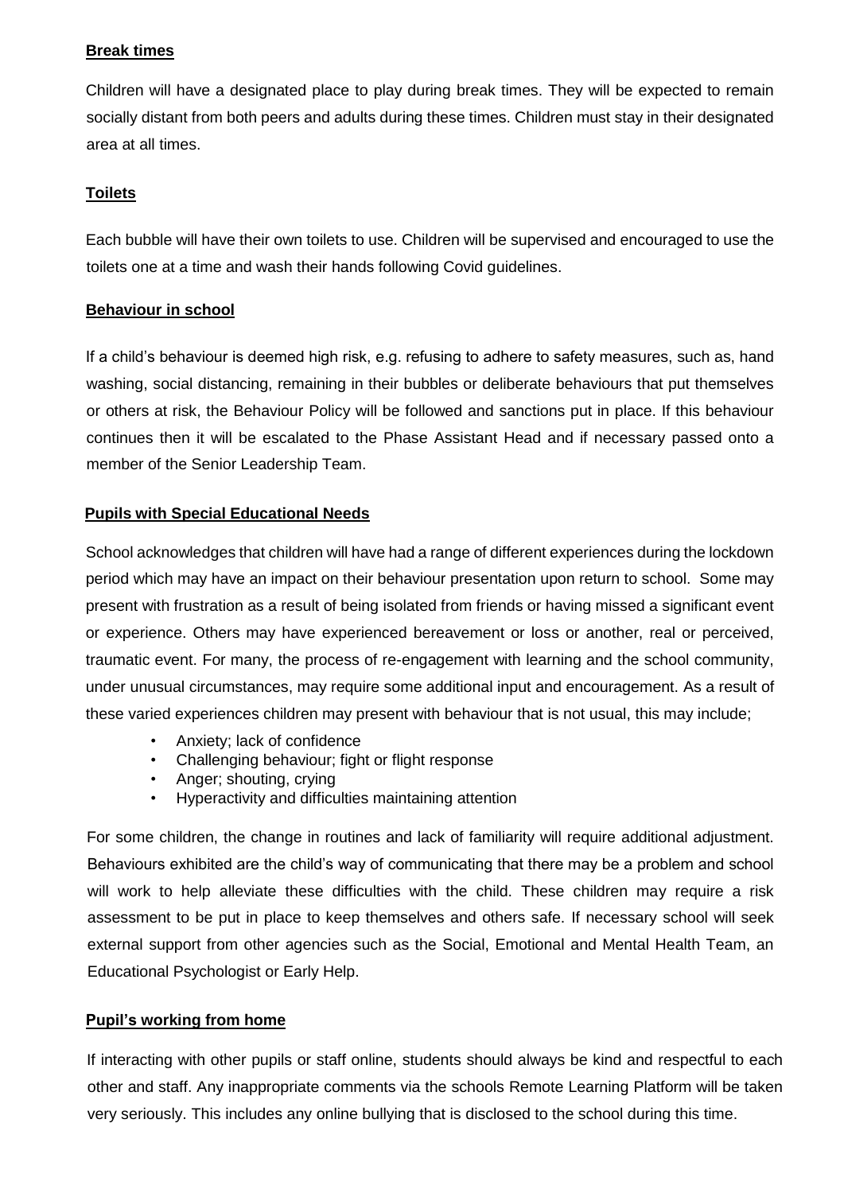**Break times**

Children will have a designated place to play during break times. They will be expected to remain socially distant from both peers and adults during these times. Children must stay in their designated area at all times.

**Toilets**

Each bubble will have their own toilets to use. Children will be supervised and encouraged to use the toilets one at a time and wash their hands following Covid guidelines.

**Behaviour in school**

If a child's behaviour is deemed high risk, e.g. refusing to adhere to safety measures, such as, hand washing, social distancing, remaining in their bubbles or deliberate behaviours that put themselves or others at risk, the Behaviour Policy will be followed and sanctions put in place. If this behaviour continues then it will be escalated to the Phase Assistant Head and if necessary passed onto a member of the Senior Leadership Team.

**Pupils with Special Educational Needs**

School acknowledges that children will have had a range of different experiences during the lockdown period which may have an impact on their behaviour presentation upon return to school. Some may present with frustration as a result of being isolated from friends or having missed a significant event or experience. Others may have experienced bereavement or loss or another, real or perceived, traumatic event. For many, the process of re-engagement with learning and the school community, under unusual circumstances, may require some additional input and encouragement. As a result of these varied experiences children may present with behaviour that is not usual, this may include;

- Anxiety; lack of confidence
- Challenging behaviour; fight or flight response
- Anger; shouting, crying
- Hyperactivity and difficulties maintaining attention

For some children, the change in routines and lack of familiarity will require additional adjustment. Behaviours exhibited are the child's way of communicating that there may be a problem and school will work to help alleviate these difficulties with the child. These children may require a risk assessment to be put in place to keep themselves and others safe. If necessary school will seek external support from other agencies such as the Social, Emotional and Mental Health Team, an Educational Psychologist or Early Help.

**Pupil's working from home**

If interacting with other pupils or staff online, students should always be kind and respectful to each other and staff. Any inappropriate comments via the schools Remote Learning Platform will be taken very seriously. This includes any online bullying that is disclosed to the school during this time.